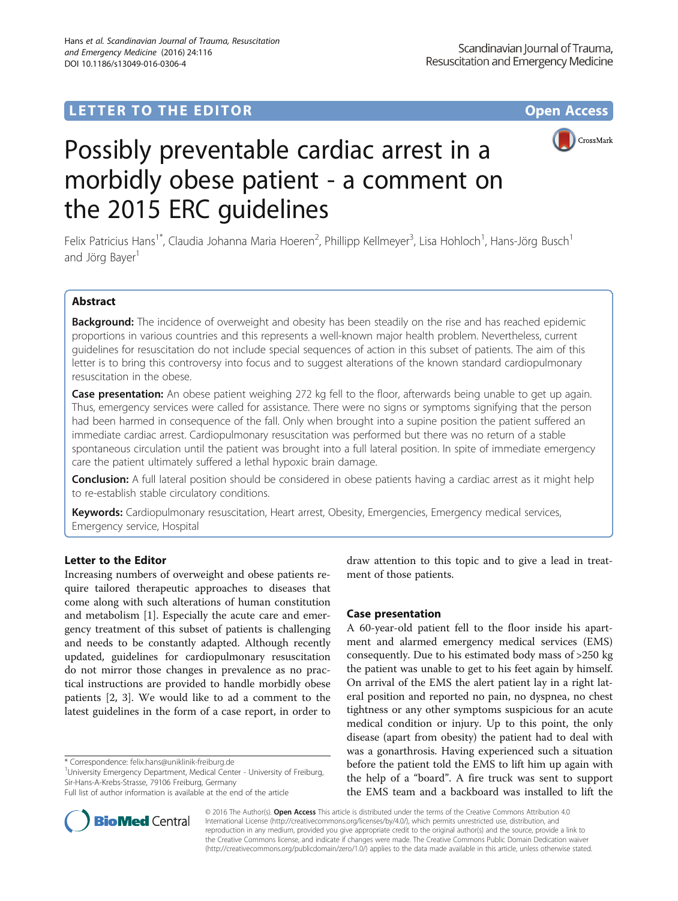LETTER TO THE EDITOR — Open Access

# Possibly preventable cardiac arrest in a morbidly obese patient - a comment on the 2015 ERC guidelines

Felix Patricius Hans[1*], Claudia Johanna Maria Hoeren[2], Philipp Kellmeyer[3], Lisa Hohloch[1], Hans-Jörg Busch[1] and Jörg Bayer[1]

## Abstract

**Background:** The incidence of overweight and obesity has been steadily on the rise and has reached epidemic proportions in various countries and this represents a well-known major health problem. Nevertheless, current guidelines for resuscitation do not include special sequences of action in this subset of patients. The aim of this letter is to bring this controversy into focus and to suggest alterations of the known standard cardiopulmonary resuscitation in the obese.

**Case presentation:** An obese patient weighing 272 kg fell to the floor, afterwards being unable to get up again. Thus, emergency services were called for assistance. There were no signs or symptoms signifying that the person had been harmed in consequence of the fall. Only when brought into a supine position the patient suffered an immediate cardiac arrest. Cardiopulmonary resuscitation was performed but there was no return of a stable spontaneous circulation until the patient was brought into a full lateral position. In spite of immediate emergency care the patient ultimately suffered a lethal hypoxic brain damage.

**Conclusion:** A full lateral position should be considered in obese patients having a cardiac arrest as it might help to re-establish stable circulatory conditions.

**Keywords:** Cardiopulmonary resuscitation, Heart arrest, Obesity, Emergencies, Emergency medical services, Emergency service, Hospital

## Letter to the Editor

Increasing numbers of overweight and obese patients require tailored therapeutic approaches to diseases that come along with such alterations of human constitution and metabolism [1]. Especially the acute care and emergency treatment of this subset of patients is challenging and needs to be constantly adapted. Although recently updated, guidelines for cardiopulmonary resuscitation do not mirror those changes in prevalence as no practical instructions are provided to handle morbidly obese patients [2, 3]. We would like to ad a comment to the latest guidelines in the form of a case report, in order to draw attention to this topic and to give a lead in treatment of those patients.

## Case presentation

A 60-year-old patient fell to the floor inside his apartment and alarmed emergency medical services (EMS) consequently. Due to his estimated body mass of >250 kg the patient was unable to get to his feet again by himself. On arrival of the EMS the alert patient lay in a right lateral position and reported no pain, no dyspnea, no chest tightness or any other symptoms suspicious for an acute medical condition or injury. Up to this point, the only disease (apart from obesity) the patient had to deal with was a gonarthrosis. Having experienced such a situation before the patient told the EMS to lift him up again with the help of a "board". A fire truck was sent to support the EMS team and a backboard was installed to lift the

\* Correspondence: felix.hans@uniklinik-freiburg.de
[1]University Emergency Department, Medical Center - University of Freiburg, Sir-Hans-A-Krebs-Strasse, 79106 Freiburg, Germany
Full list of author information is available at the end of the article

© 2016 The Author(s). **Open Access** This article is distributed under the terms of the Creative Commons Attribution 4.0 International License (http://creativecommons.org/licenses/by/4.0/), which permits unrestricted use, distribution, and reproduction in any medium, provided you give appropriate credit to the original author(s) and the source, provide a link to the Creative Commons license, and indicate if changes were made. The Creative Commons Public Domain Dedication waiver (http://creativecommons.org/publicdomain/zero/1.0/) applies to the data made available in this article, unless otherwise stated.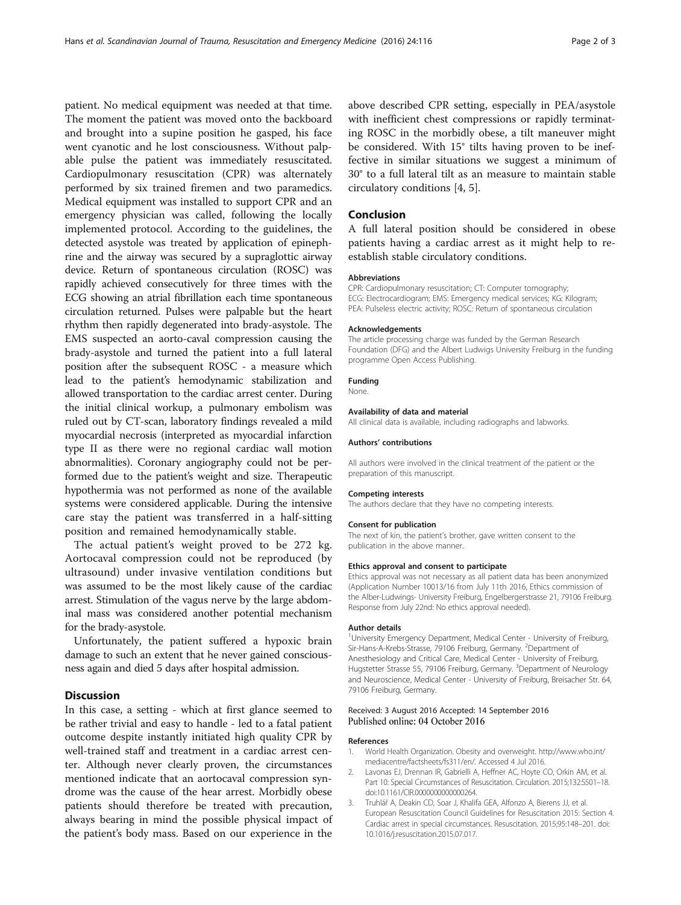patient. No medical equipment was needed at that time. The moment the patient was moved onto the backboard and brought into a supine position he gasped, his face went cyanotic and he lost consciousness. Without palpable pulse the patient was immediately resuscitated. Cardiopulmonary resuscitation (CPR) was alternately performed by six trained firemen and two paramedics. Medical equipment was installed to support CPR and an emergency physician was called, following the locally implemented protocol. According to the guidelines, the detected asystole was treated by application of epinephrine and the airway was secured by a supraglottic airway device. Return of spontaneous circulation (ROSC) was rapidly achieved consecutively for three times with the ECG showing an atrial fibrillation each time spontaneous circulation returned. Pulses were palpable but the heart rhythm then rapidly degenerated into brady-asystole. The EMS suspected an aorto-caval compression causing the brady-asystole and turned the patient into a full lateral position after the subsequent ROSC - a measure which lead to the patient's hemodynamic stabilization and allowed transportation to the cardiac arrest center. During the initial clinical workup, a pulmonary embolism was ruled out by CT-scan, laboratory findings revealed a mild myocardial necrosis (interpreted as myocardial infarction type II as there were no regional cardiac wall motion abnormalities). Coronary angiography could not be performed due to the patient's weight and size. Therapeutic hypothermia was not performed as none of the available systems were considered applicable. During the intensive care stay the patient was transferred in a half-sitting position and remained hemodynamically stable.

The actual patient's weight proved to be 272 kg. Aortocaval compression could not be reproduced (by ultrasound) under invasive ventilation conditions but was assumed to be the most likely cause of the cardiac arrest. Stimulation of the vagus nerve by the large abdominal mass was considered another potential mechanism for the brady-asystole.

Unfortunately, the patient suffered a hypoxic brain damage to such an extent that he never gained consciousness again and died 5 days after hospital admission.

## Discussion

In this case, a setting - which at first glance seemed to be rather trivial and easy to handle - led to a fatal patient outcome despite instantly initiated high quality CPR by well-trained staff and treatment in a cardiac arrest center. Although never clearly proven, the circumstances mentioned indicate that an aortocaval compression syndrome was the cause of the hear arrest. Morbidly obese patients should therefore be treated with precaution, always bearing in mind the possible physical impact of the patient's body mass. Based on our experience in the above described CPR setting, especially in PEA/asystole with inefficient chest compressions or rapidly terminating ROSC in the morbidly obese, a tilt maneuver might be considered. With 15° tilts having proven to be ineffective in similar situations we suggest a minimum of 30° to a full lateral tilt as an measure to maintain stable circulatory conditions [4, 5].

## Conclusion

A full lateral position should be considered in obese patients having a cardiac arrest as it might help to re-establish stable circulatory conditions.

#### Abbreviations

CPR: Cardiopulmonary resuscitation; CT: Computer tomography; ECG: Electrocardiogram; EMS: Emergency medical services; KG: Kilogram; PEA: Pulseless electric activity; ROSC: Return of spontaneous circulation

#### Acknowledgements

The article processing charge was funded by the German Research Foundation (DFG) and the Albert Ludwigs University Freiburg in the funding programme Open Access Publishing.

#### Funding

None.

#### Availability of data and material

All clinical data is available, including radiographs and labworks.

#### Authors' contributions

All authors were involved in the clinical treatment of the patient or the preparation of this manuscript.

#### Competing interests

The authors declare that they have no competing interests.

#### Consent for publication

The next of kin, the patient's brother, gave written consent to the publication in the above manner.

#### Ethics approval and consent to participate

Ethics approval was not necessary as all patient data has been anonymized (Application Number 10013/16 from July 11th 2016, Ethics commission of the Alber-Ludwigs- University Freiburg, Engelbergerstrasse 21, 79106 Freiburg. Response from July 22nd: No ethics approval needed).

#### Author details

[1]University Emergency Department, Medical Center - University of Freiburg, Sir-Hans-A-Krebs-Strasse, 79106 Freiburg, Germany. [2]Department of Anesthesiology and Critical Care, Medical Center - University of Freiburg, Hugstetter Strasse 55, 79106 Freiburg, Germany. [3]Department of Neurology and Neuroscience, Medical Center - University of Freiburg, Breisacher Str. 64, 79106 Freiburg, Germany.

Received: 3 August 2016 Accepted: 14 September 2016
Published online: 04 October 2016

#### References

1. World Health Organization. Obesity and overweight. http://www.who.int/mediacentre/factsheets/fs311/en/. Accessed 4 Jul 2016.
2. Lavonas EJ, Drennan IR, Gabrielli A, Heffner AC, Hoyte CO, Orkin AM, et al. Part 10: Special Circumstances of Resuscitation. Circulation. 2015;132:S501–18. doi:10.1161/CIR.0000000000000264.
3. Truhlář A, Deakin CD, Soar J, Khalifa GEA, Alfonzo A, Bierens JJ, et al. European Resuscitation Council Guidelines for Resuscitation 2015: Section 4. Cardiac arrest in special circumstances. Resuscitation. 2015;95:148–201. doi: 10.1016/j.resuscitation.2015.07.017.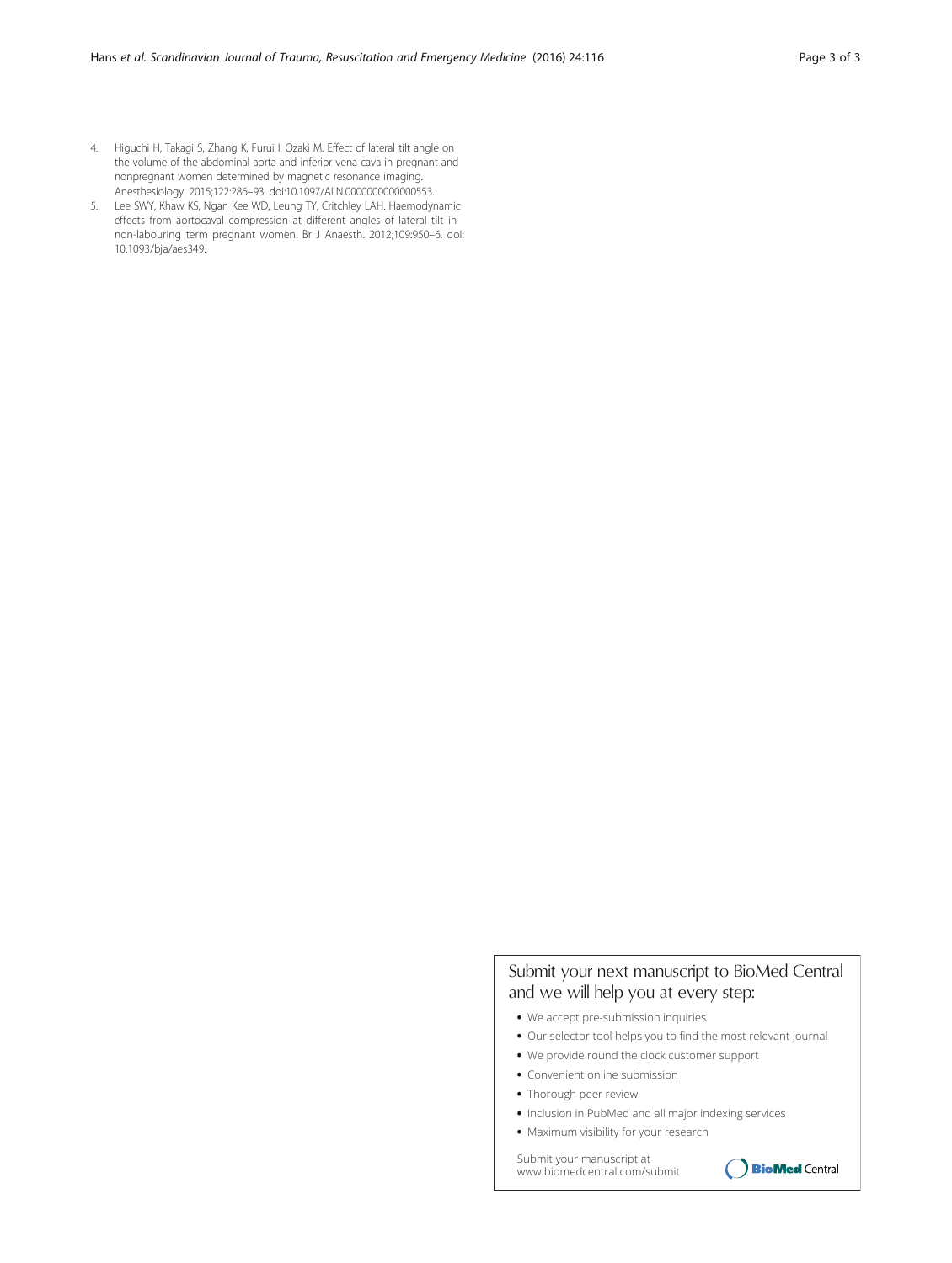4. Higuchi H, Takagi S, Zhang K, Furui I, Ozaki M. Effect of lateral tilt angle on the volume of the abdominal aorta and inferior vena cava in pregnant and nonpregnant women determined by magnetic resonance imaging. Anesthesiology. 2015;122:286–93. doi:10.1097/ALN.0000000000000553.
5. Lee SWY, Khaw KS, Ngan Kee WD, Leung TY, Critchley LAH. Haemodynamic effects from aortocaval compression at different angles of lateral tilt in non-labouring term pregnant women. Br J Anaesth. 2012;109:950–6. doi: 10.1093/bja/aes349.

Submit your next manuscript to BioMed Central and we will help you at every step:

- We accept pre-submission inquiries
- Our selector tool helps you to find the most relevant journal
- We provide round the clock customer support
- Convenient online submission
- Thorough peer review
- Inclusion in PubMed and all major indexing services
- Maximum visibility for your research

Submit your manuscript at
www.biomedcentral.com/submit

BioMed Central